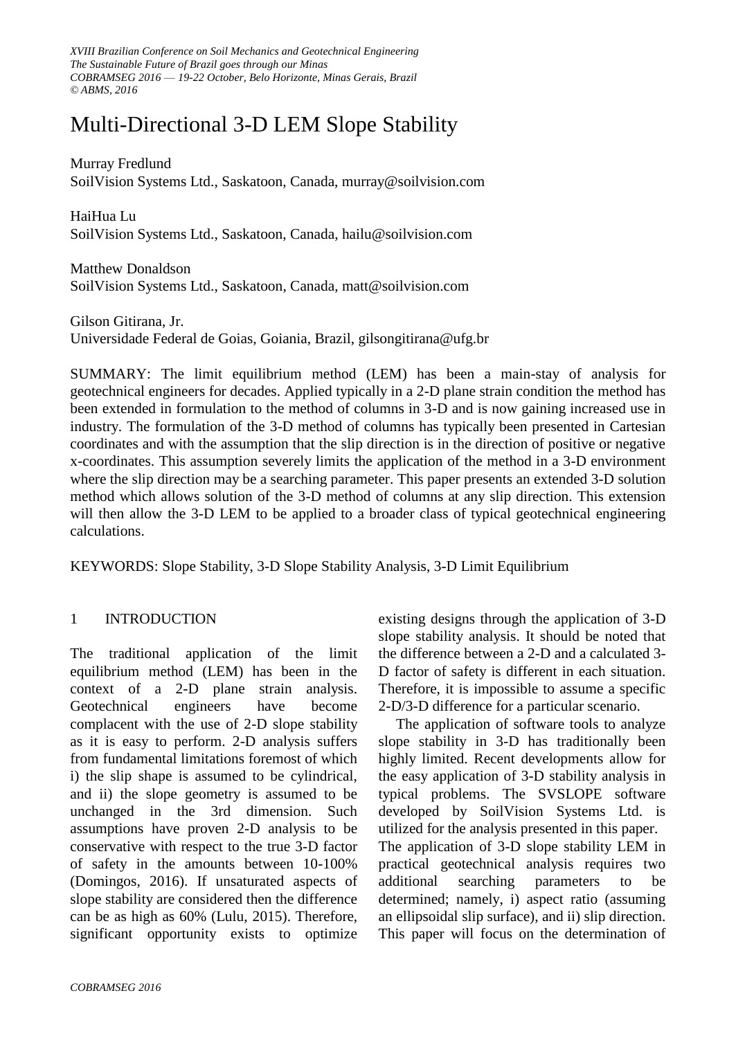*XVIII Brazilian Conference on Soil Mechanics and Geotechnical Engineering*
*The Sustainable Future of Brazil goes through our Minas*
*COBRAMSEG 2016 — 19-22 October, Belo Horizonte, Minas Gerais, Brazil*
*© ABMS, 2016*

# Multi-Directional 3-D LEM Slope Stability

Murray Fredlund
SoilVision Systems Ltd., Saskatoon, Canada, murray@soilvision.com

HaiHua Lu
SoilVision Systems Ltd., Saskatoon, Canada, hailu@soilvision.com

Matthew Donaldson
SoilVision Systems Ltd., Saskatoon, Canada, matt@soilvision.com

Gilson Gitirana, Jr.
Universidade Federal de Goias, Goiania, Brazil, gilsongitirana@ufg.br

SUMMARY: The limit equilibrium method (LEM) has been a main-stay of analysis for geotechnical engineers for decades. Applied typically in a 2-D plane strain condition the method has been extended in formulation to the method of columns in 3-D and is now gaining increased use in industry. The formulation of the 3-D method of columns has typically been presented in Cartesian coordinates and with the assumption that the slip direction is in the direction of positive or negative x-coordinates. This assumption severely limits the application of the method in a 3-D environment where the slip direction may be a searching parameter. This paper presents an extended 3-D solution method which allows solution of the 3-D method of columns at any slip direction. This extension will then allow the 3-D LEM to be applied to a broader class of typical geotechnical engineering calculations.

KEYWORDS: Slope Stability, 3-D Slope Stability Analysis, 3-D Limit Equilibrium

## 1 INTRODUCTION

The traditional application of the limit equilibrium method (LEM) has been in the context of a 2-D plane strain analysis. Geotechnical engineers have become complacent with the use of 2-D slope stability as it is easy to perform. 2-D analysis suffers from fundamental limitations foremost of which i) the slip shape is assumed to be cylindrical, and ii) the slope geometry is assumed to be unchanged in the 3rd dimension. Such assumptions have proven 2-D analysis to be conservative with respect to the true 3-D factor of safety in the amounts between 10-100% (Domingos, 2016). If unsaturated aspects of slope stability are considered then the difference can be as high as 60% (Lulu, 2015). Therefore, significant opportunity exists to optimize existing designs through the application of 3-D slope stability analysis. It should be noted that the difference between a 2-D and a calculated 3-D factor of safety is different in each situation. Therefore, it is impossible to assume a specific 2-D/3-D difference for a particular scenario.

The application of software tools to analyze slope stability in 3-D has traditionally been highly limited. Recent developments allow for the easy application of 3-D stability analysis in typical problems. The SVSLOPE software developed by SoilVision Systems Ltd. is utilized for the analysis presented in this paper.

The application of 3-D slope stability LEM in practical geotechnical analysis requires two additional searching parameters to be determined; namely, i) aspect ratio (assuming an ellipsoidal slip surface), and ii) slip direction. This paper will focus on the determination of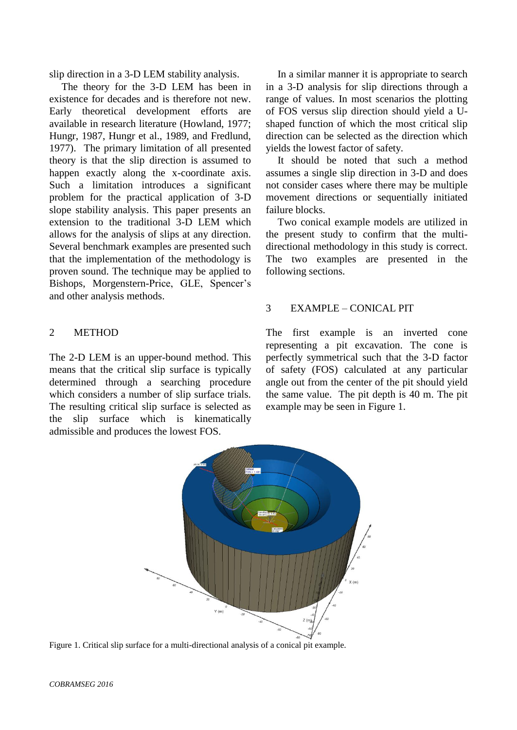slip direction in a 3-D LEM stability analysis.

The theory for the 3-D LEM has been in existence for decades and is therefore not new. Early theoretical development efforts are available in research literature (Howland, 1977; Hungr, 1987, Hungr et al., 1989, and Fredlund, 1977). The primary limitation of all presented theory is that the slip direction is assumed to happen exactly along the x-coordinate axis. Such a limitation introduces a significant problem for the practical application of 3-D slope stability analysis. This paper presents an extension to the traditional 3-D LEM which allows for the analysis of slips at any direction. Several benchmark examples are presented such that the implementation of the methodology is proven sound. The technique may be applied to Bishops, Morgenstern-Price, GLE, Spencer's and other analysis methods.

## 2 METHOD

The 2-D LEM is an upper-bound method. This means that the critical slip surface is typically determined through a searching procedure which considers a number of slip surface trials. The resulting critical slip surface is selected as the slip surface which is kinematically admissible and produces the lowest FOS.

In a similar manner it is appropriate to search in a 3-D analysis for slip directions through a range of values. In most scenarios the plotting of FOS versus slip direction should yield a U-shaped function of which the most critical slip direction can be selected as the direction which yields the lowest factor of safety.

It should be noted that such a method assumes a single slip direction in 3-D and does not consider cases where there may be multiple movement directions or sequentially initiated failure blocks.

Two conical example models are utilized in the present study to confirm that the multi-directional methodology in this study is correct. The two examples are presented in the following sections.

## 3 EXAMPLE – CONICAL PIT

The first example is an inverted cone representing a pit excavation. The cone is perfectly symmetrical such that the 3-D factor of safety (FOS) calculated at any particular angle out from the center of the pit should yield the same value. The pit depth is 40 m. The pit example may be seen in Figure 1.

Figure 1. Critical slip surface for a multi-directional analysis of a conical pit example.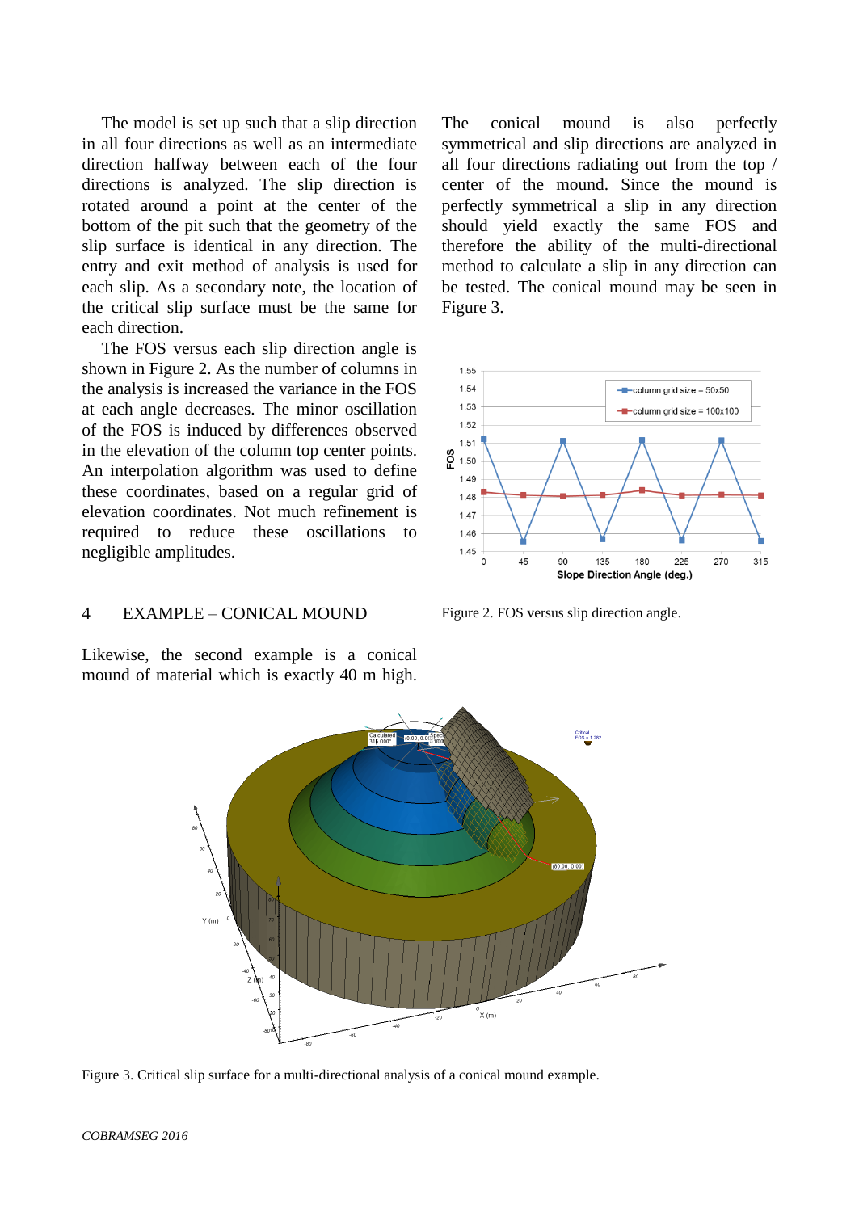The model is set up such that a slip direction in all four directions as well as an intermediate direction halfway between each of the four directions is analyzed. The slip direction is rotated around a point at the center of the bottom of the pit such that the geometry of the slip surface is identical in any direction. The entry and exit method of analysis is used for each slip. As a secondary note, the location of the critical slip surface must be the same for each direction.

The FOS versus each slip direction angle is shown in Figure 2. As the number of columns in the analysis is increased the variance in the FOS at each angle decreases. The minor oscillation of the FOS is induced by differences observed in the elevation of the column top center points. An interpolation algorithm was used to define these coordinates, based on a regular grid of elevation coordinates. Not much refinement is required to reduce these oscillations to negligible amplitudes.

## 4 EXAMPLE – CONICAL MOUND

Likewise, the second example is a conical mound of material which is exactly 40 m high. The conical mound is also perfectly symmetrical and slip directions are analyzed in all four directions radiating out from the top / center of the mound. Since the mound is perfectly symmetrical a slip in any direction should yield exactly the same FOS and therefore the ability of the multi-directional method to calculate a slip in any direction can be tested. The conical mound may be seen in Figure 3.

Figure 2. FOS versus slip direction angle.

Figure 3. Critical slip surface for a multi-directional analysis of a conical mound example.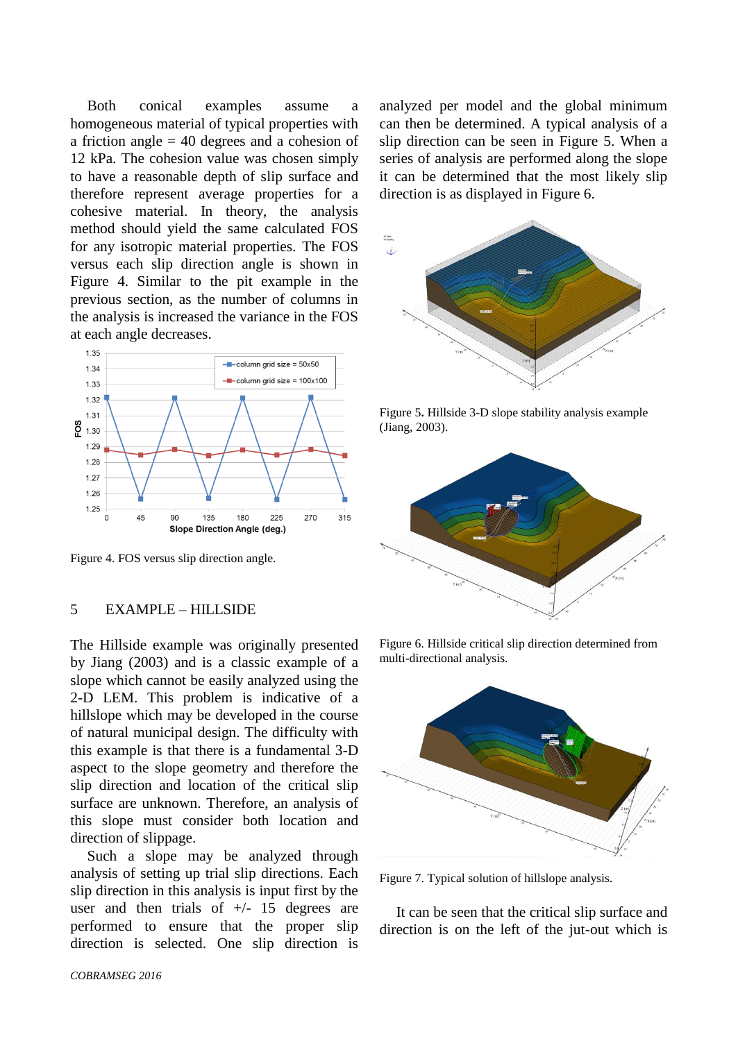Both conical examples assume a homogeneous material of typical properties with a friction angle = 40 degrees and a cohesion of 12 kPa. The cohesion value was chosen simply to have a reasonable depth of slip surface and therefore represent average properties for a cohesive material. In theory, the analysis method should yield the same calculated FOS for any isotropic material properties. The FOS versus each slip direction angle is shown in Figure 4. Similar to the pit example in the previous section, as the number of columns in the analysis is increased the variance in the FOS at each angle decreases.

Figure 4. FOS versus slip direction angle.

## 5 EXAMPLE – HILLSIDE

The Hillside example was originally presented by Jiang (2003) and is a classic example of a slope which cannot be easily analyzed using the 2-D LEM. This problem is indicative of a hillslope which may be developed in the course of natural municipal design. The difficulty with this example is that there is a fundamental 3-D aspect to the slope geometry and therefore the slip direction and location of the critical slip surface are unknown. Therefore, an analysis of this slope must consider both location and direction of slippage.

Such a slope may be analyzed through analysis of setting up trial slip directions. Each slip direction in this analysis is input first by the user and then trials of +/- 15 degrees are performed to ensure that the proper slip direction is selected. One slip direction is analyzed per model and the global minimum can then be determined. A typical analysis of a slip direction can be seen in Figure 5. When a series of analysis are performed along the slope it can be determined that the most likely slip direction is as displayed in Figure 6.

Figure 5. Hillside 3-D slope stability analysis example (Jiang, 2003).

Figure 6. Hillside critical slip direction determined from multi-directional analysis.

Figure 7. Typical solution of hillslope analysis.

It can be seen that the critical slip surface and direction is on the left of the jut-out which is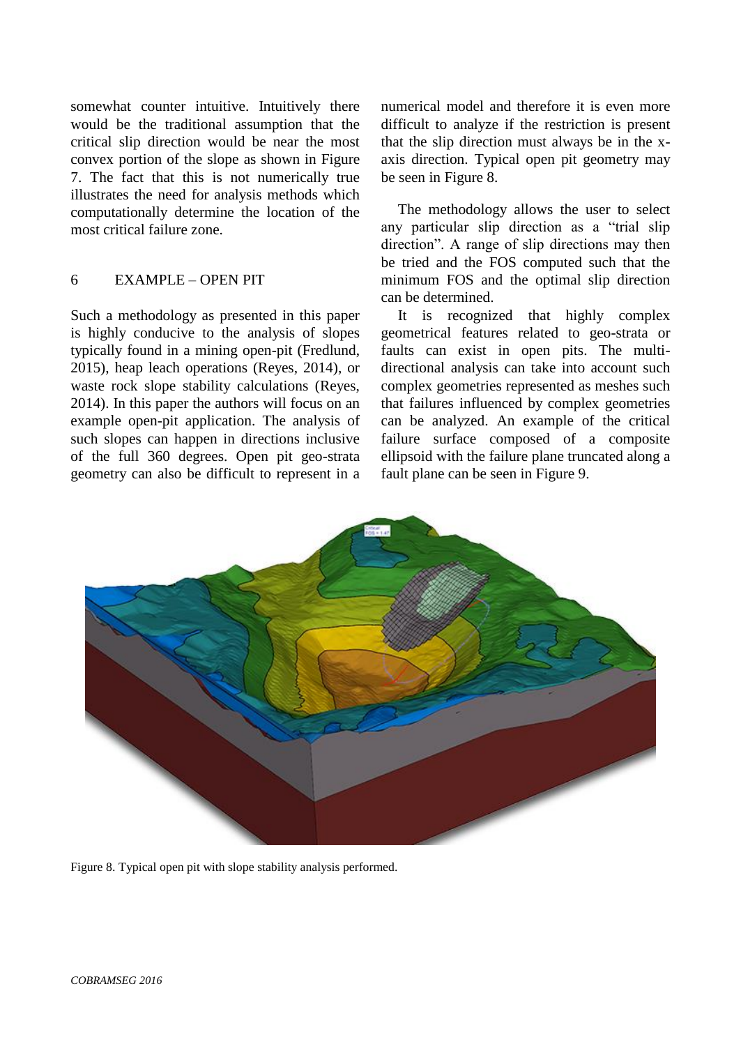somewhat counter intuitive. Intuitively there would be the traditional assumption that the critical slip direction would be near the most convex portion of the slope as shown in Figure 7. The fact that this is not numerically true illustrates the need for analysis methods which computationally determine the location of the most critical failure zone.

## 6 EXAMPLE – OPEN PIT

Such a methodology as presented in this paper is highly conducive to the analysis of slopes typically found in a mining open-pit (Fredlund, 2015), heap leach operations (Reyes, 2014), or waste rock slope stability calculations (Reyes, 2014). In this paper the authors will focus on an example open-pit application. The analysis of such slopes can happen in directions inclusive of the full 360 degrees. Open pit geo-strata geometry can also be difficult to represent in a numerical model and therefore it is even more difficult to analyze if the restriction is present that the slip direction must always be in the x-axis direction. Typical open pit geometry may be seen in Figure 8.

The methodology allows the user to select any particular slip direction as a "trial slip direction". A range of slip directions may then be tried and the FOS computed such that the minimum FOS and the optimal slip direction can be determined.

It is recognized that highly complex geometrical features related to geo-strata or faults can exist in open pits. The multi-directional analysis can take into account such complex geometries represented as meshes such that failures influenced by complex geometries can be analyzed. An example of the critical failure surface composed of a composite ellipsoid with the failure plane truncated along a fault plane can be seen in Figure 9.

Figure 8. Typical open pit with slope stability analysis performed.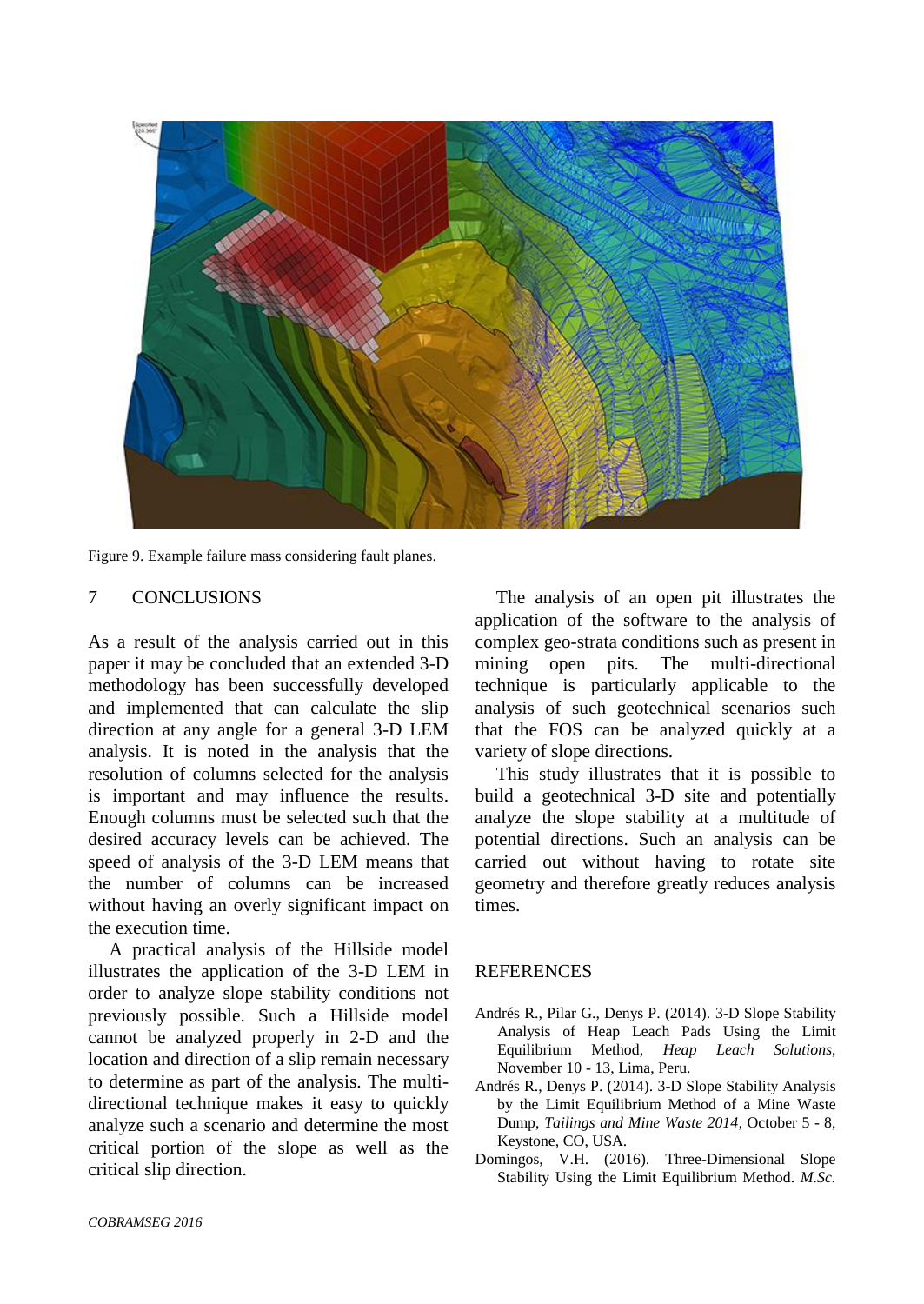Figure 9. Example failure mass considering fault planes.

## 7 CONCLUSIONS

As a result of the analysis carried out in this paper it may be concluded that an extended 3-D methodology has been successfully developed and implemented that can calculate the slip direction at any angle for a general 3-D LEM analysis. It is noted in the analysis that the resolution of columns selected for the analysis is important and may influence the results. Enough columns must be selected such that the desired accuracy levels can be achieved. The speed of analysis of the 3-D LEM means that the number of columns can be increased without having an overly significant impact on the execution time.

A practical analysis of the Hillside model illustrates the application of the 3-D LEM in order to analyze slope stability conditions not previously possible. Such a Hillside model cannot be analyzed properly in 2-D and the location and direction of a slip remain necessary to determine as part of the analysis. The multi-directional technique makes it easy to quickly analyze such a scenario and determine the most critical portion of the slope as well as the critical slip direction.

The analysis of an open pit illustrates the application of the software to the analysis of complex geo-strata conditions such as present in mining open pits. The multi-directional technique is particularly applicable to the analysis of such geotechnical scenarios such that the FOS can be analyzed quickly at a variety of slope directions.

This study illustrates that it is possible to build a geotechnical 3-D site and potentially analyze the slope stability at a multitude of potential directions. Such an analysis can be carried out without having to rotate site geometry and therefore greatly reduces analysis times.

## REFERENCES

Andrés R., Pilar G., Denys P. (2014). 3-D Slope Stability Analysis of Heap Leach Pads Using the Limit Equilibrium Method, *Heap Leach Solutions*, November 10 - 13, Lima, Peru.

Andrés R., Denys P. (2014). 3-D Slope Stability Analysis by the Limit Equilibrium Method of a Mine Waste Dump, *Tailings and Mine Waste 2014*, October 5 - 8, Keystone, CO, USA.

Domingos, V.H. (2016). Three-Dimensional Slope Stability Using the Limit Equilibrium Method. *M.Sc.*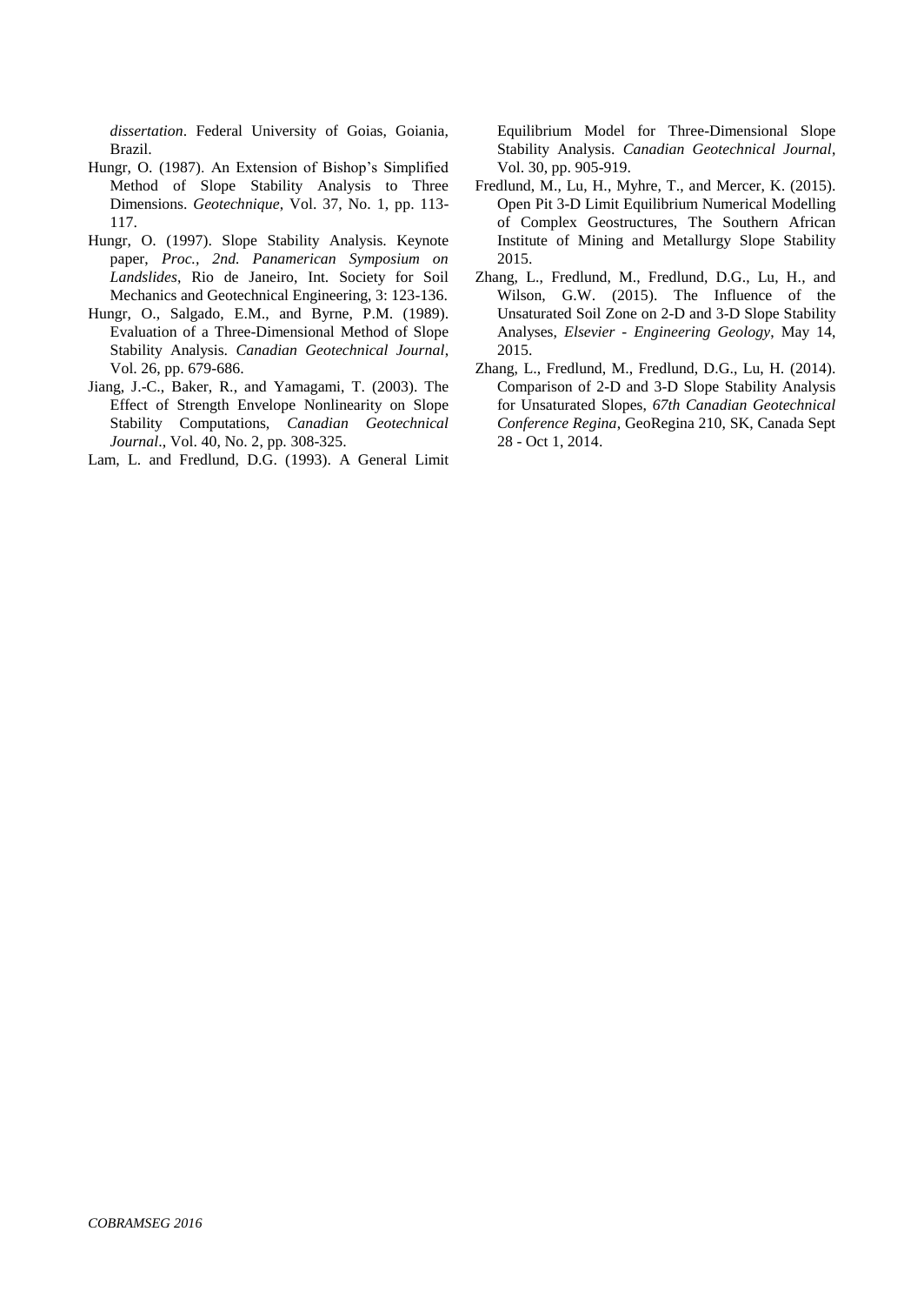*dissertation*. Federal University of Goias, Goiania, Brazil.

Hungr, O. (1987). An Extension of Bishop's Simplified Method of Slope Stability Analysis to Three Dimensions. *Geotechnique*, Vol. 37, No. 1, pp. 113-117.

Hungr, O. (1997). Slope Stability Analysis. Keynote paper, *Proc., 2nd. Panamerican Symposium on Landslides*, Rio de Janeiro, Int. Society for Soil Mechanics and Geotechnical Engineering, 3: 123-136.

Hungr, O., Salgado, E.M., and Byrne, P.M. (1989). Evaluation of a Three-Dimensional Method of Slope Stability Analysis. *Canadian Geotechnical Journal*, Vol. 26, pp. 679-686.

Jiang, J.-C., Baker, R., and Yamagami, T. (2003). The Effect of Strength Envelope Nonlinearity on Slope Stability Computations, *Canadian Geotechnical Journal*., Vol. 40, No. 2, pp. 308-325.

Lam, L. and Fredlund, D.G. (1993). A General Limit Equilibrium Model for Three-Dimensional Slope Stability Analysis. *Canadian Geotechnical Journal*, Vol. 30, pp. 905-919.

Fredlund, M., Lu, H., Myhre, T., and Mercer, K. (2015). Open Pit 3-D Limit Equilibrium Numerical Modelling of Complex Geostructures, The Southern African Institute of Mining and Metallurgy Slope Stability 2015.

Zhang, L., Fredlund, M., Fredlund, D.G., Lu, H., and Wilson, G.W. (2015). The Influence of the Unsaturated Soil Zone on 2-D and 3-D Slope Stability Analyses, *Elsevier - Engineering Geology*, May 14, 2015.

Zhang, L., Fredlund, M., Fredlund, D.G., Lu, H. (2014). Comparison of 2-D and 3-D Slope Stability Analysis for Unsaturated Slopes, *67th Canadian Geotechnical Conference Regina*, GeoRegina 210, SK, Canada Sept 28 - Oct 1, 2014.